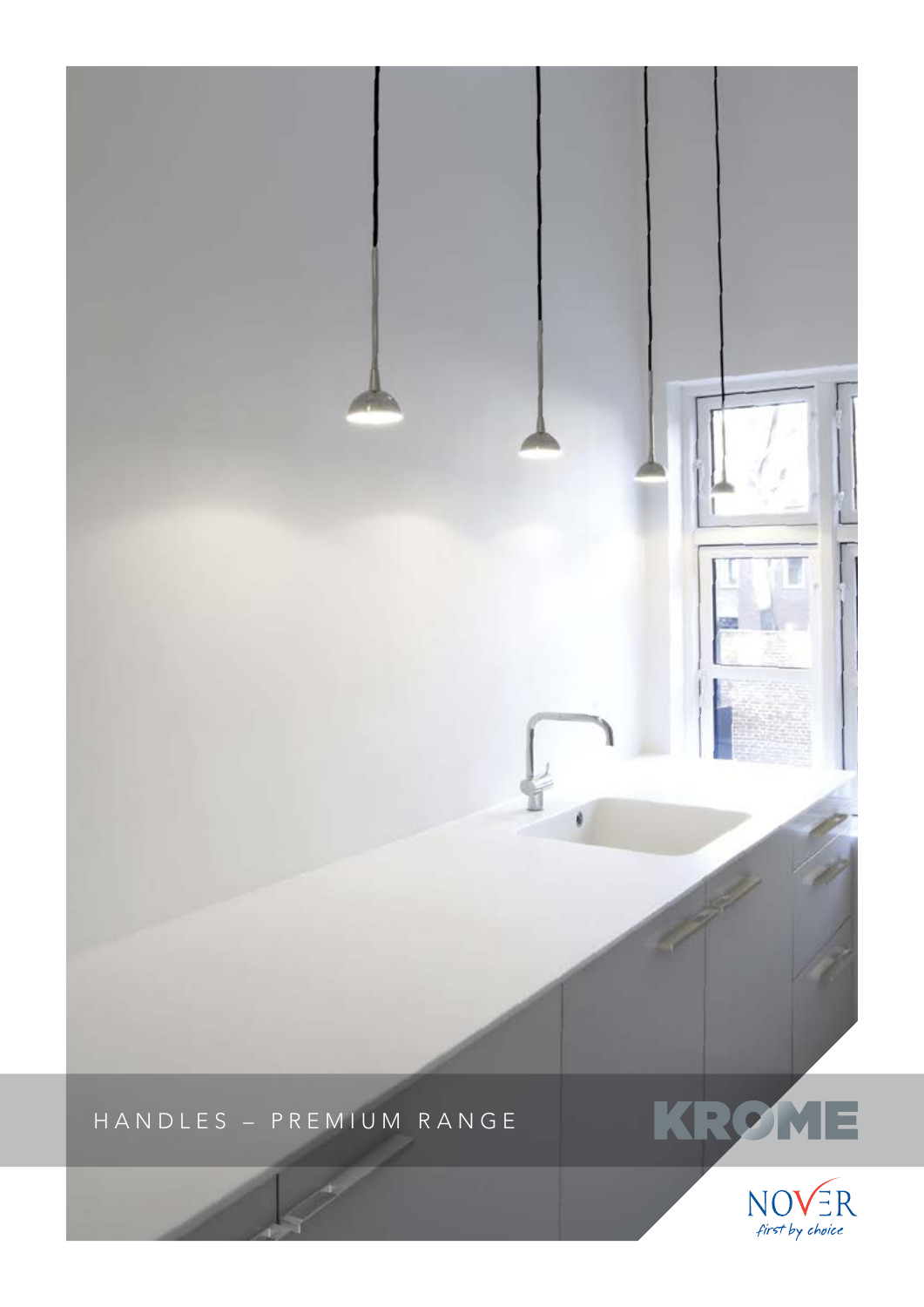HANDLES – PREMIUM RANGE

KROME

NOVER
first by choice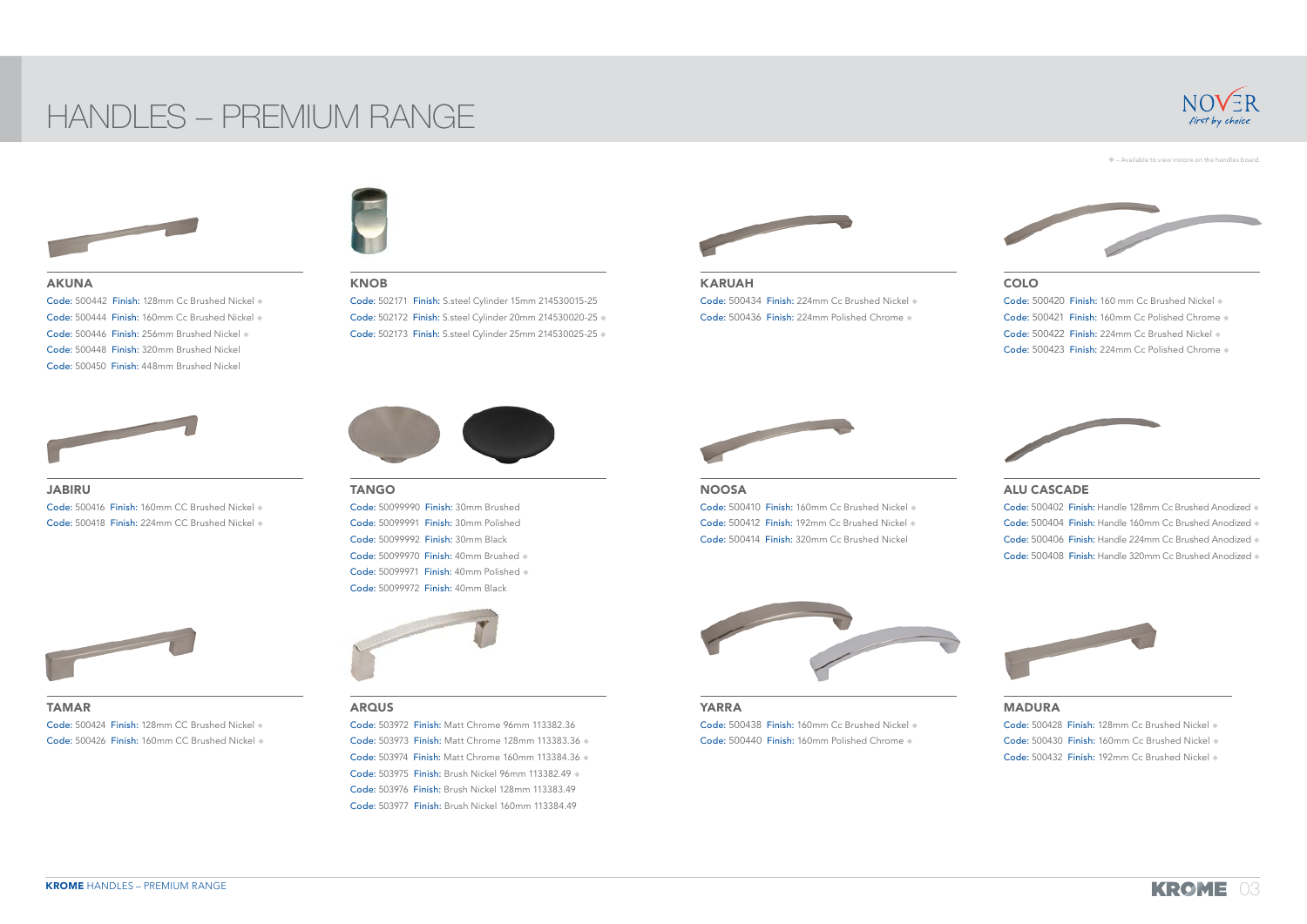# HANDLES – PREMIUM RANGE

NOVER *first by choice*

◆ – Available to view instore on the handles board

## AKUNA

Code: 500442 Finish: 128mm Cc Brushed Nickel ◆
Code: 500444 Finish: 160mm Cc Brushed Nickel ◆
Code: 500446 Finish: 256mm Brushed Nickel ◆
Code: 500448 Finish: 320mm Brushed Nickel
Code: 500450 Finish: 448mm Brushed Nickel

## KNOB

Code: 502171 Finish: S.steel Cylinder 15mm 214530015-25
Code: 502172 Finish: S.steel Cylinder 20mm 214530020-25 ◆
Code: 502173 Finish: S.steel Cylinder 25mm 214530025-25 ◆

## KARUAH

Code: 500434 Finish: 224mm Cc Brushed Nickel ◆
Code: 500436 Finish: 224mm Polished Chrome ◆

## COLO

Code: 500420 Finish: 160 mm Cc Brushed Nickel ◆
Code: 500421 Finish: 160mm Cc Polished Chrome ◆
Code: 500422 Finish: 224mm Cc Brushed Nickel ◆
Code: 500423 Finish: 224mm Cc Polished Chrome ◆

## JABIRU

Code: 500416 Finish: 160mm CC Brushed Nickel ◆
Code: 500418 Finish: 224mm CC Brushed Nickel ◆

## TANGO

Code: 50099990 Finish: 30mm Brushed
Code: 50099991 Finish: 30mm Polished
Code: 50099992 Finish: 30mm Black
Code: 50099970 Finish: 40mm Brushed ◆
Code: 50099971 Finish: 40mm Polished ◆
Code: 50099972 Finish: 40mm Black

## NOOSA

Code: 500410 Finish: 160mm Cc Brushed Nickel ◆
Code: 500412 Finish: 192mm Cc Brushed Nickel ◆
Code: 500414 Finish: 320mm Cc Brushed Nickel

## ALU CASCADE

Code: 500402 Finish: Handle 128mm Cc Brushed Anodized ◆
Code: 500404 Finish: Handle 160mm Cc Brushed Anodized ◆
Code: 500406 Finish: Handle 224mm Cc Brushed Anodized ◆
Code: 500408 Finish: Handle 320mm Cc Brushed Anodized ◆

## TAMAR

Code: 500424 Finish: 128mm CC Brushed Nickel ◆
Code: 500426 Finish: 160mm CC Brushed Nickel ◆

## ARQUS

Code: 503972 Finish: Matt Chrome 96mm 113382.36
Code: 503973 Finish: Matt Chrome 128mm 113383.36 ◆
Code: 503974 Finish: Matt Chrome 160mm 113384.36 ◆
Code: 503975 Finish: Brush Nickel 96mm 113382.49 ◆
Code: 503976 Finish: Brush Nickel 128mm 113383.49
Code: 503977 Finish: Brush Nickel 160mm 113384.49

## YARRA

Code: 500438 Finish: 160mm Cc Brushed Nickel ◆
Code: 500440 Finish: 160mm Polished Chrome ◆

## MADURA

Code: 500428 Finish: 128mm Cc Brushed Nickel ◆
Code: 500430 Finish: 160mm Cc Brushed Nickel ◆
Code: 500432 Finish: 192mm Cc Brushed Nickel ◆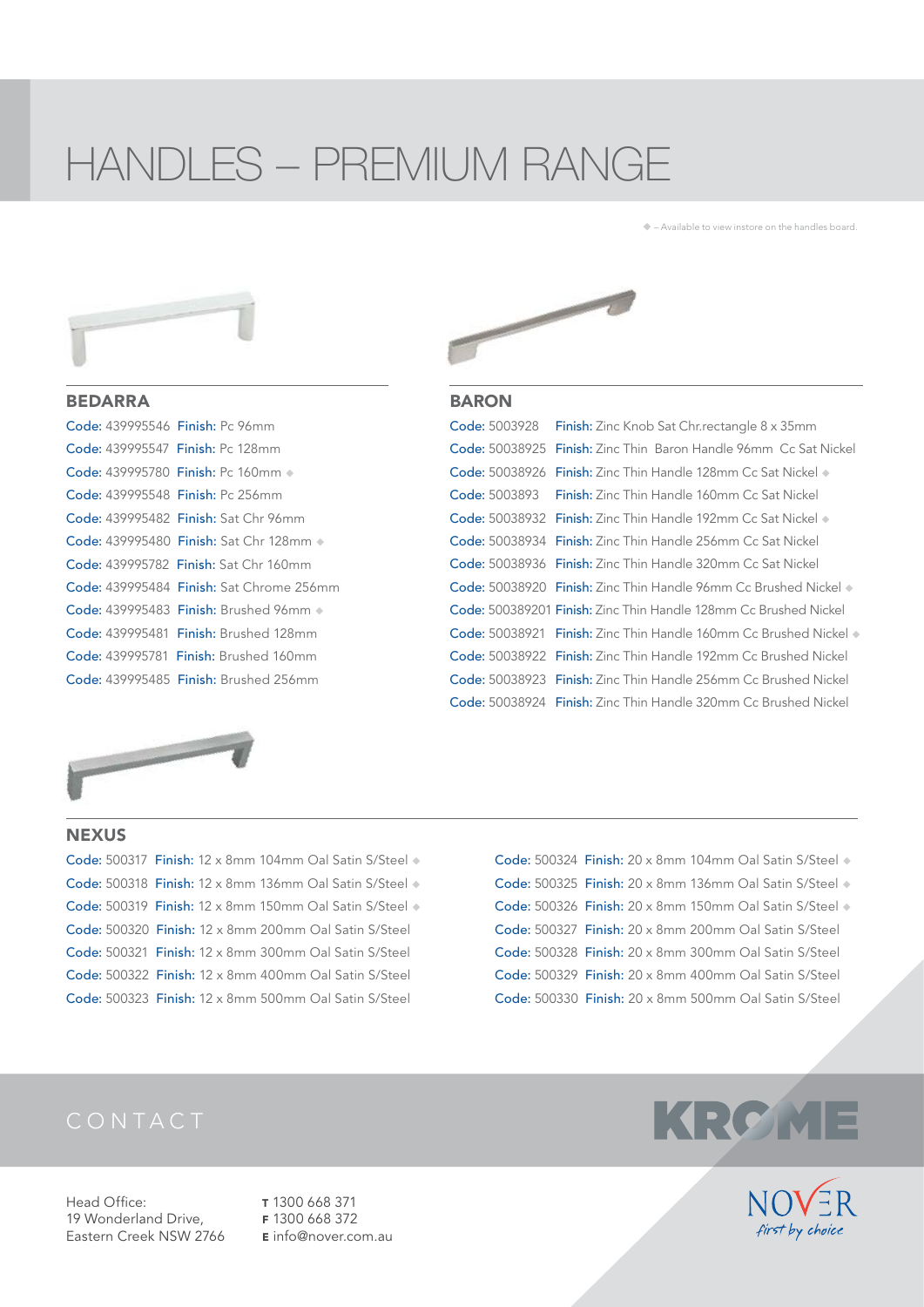# HANDLES – PREMIUM RANGE

◆ – Available to view instore on the handles board.

## BEDARRA

Code: 439995546 Finish: Pc 96mm
Code: 439995547 Finish: Pc 128mm
Code: 439995780 Finish: Pc 160mm ◆
Code: 439995548 Finish: Pc 256mm
Code: 439995482 Finish: Sat Chr 96mm
Code: 439995480 Finish: Sat Chr 128mm ◆
Code: 439995782 Finish: Sat Chr 160mm
Code: 439995484 Finish: Sat Chrome 256mm
Code: 439995483 Finish: Brushed 96mm ◆
Code: 439995481 Finish: Brushed 128mm
Code: 439995781 Finish: Brushed 160mm
Code: 439995485 Finish: Brushed 256mm

## BARON

Code: 5003928 Finish: Zinc Knob Sat Chr.rectangle 8 x 35mm
Code: 50038925 Finish: Zinc Thin Baron Handle 96mm Cc Sat Nickel
Code: 50038926 Finish: Zinc Thin Handle 128mm Cc Sat Nickel ◆
Code: 5003893 Finish: Zinc Thin Handle 160mm Cc Sat Nickel
Code: 50038932 Finish: Zinc Thin Handle 192mm Cc Sat Nickel ◆
Code: 50038934 Finish: Zinc Thin Handle 256mm Cc Sat Nickel
Code: 50038936 Finish: Zinc Thin Handle 320mm Cc Sat Nickel
Code: 50038920 Finish: Zinc Thin Handle 96mm Cc Brushed Nickel ◆
Code: 500389201 Finish: Zinc Thin Handle 128mm Cc Brushed Nickel
Code: 50038921 Finish: Zinc Thin Handle 160mm Cc Brushed Nickel ◆
Code: 50038922 Finish: Zinc Thin Handle 192mm Cc Brushed Nickel
Code: 50038923 Finish: Zinc Thin Handle 256mm Cc Brushed Nickel
Code: 50038924 Finish: Zinc Thin Handle 320mm Cc Brushed Nickel

## NEXUS

Code: 500317 Finish: 12 x 8mm 104mm Oal Satin S/Steel ◆
Code: 500318 Finish: 12 x 8mm 136mm Oal Satin S/Steel ◆
Code: 500319 Finish: 12 x 8mm 150mm Oal Satin S/Steel ◆
Code: 500320 Finish: 12 x 8mm 200mm Oal Satin S/Steel
Code: 500321 Finish: 12 x 8mm 300mm Oal Satin S/Steel
Code: 500322 Finish: 12 x 8mm 400mm Oal Satin S/Steel
Code: 500323 Finish: 12 x 8mm 500mm Oal Satin S/Steel

Code: 500324 Finish: 20 x 8mm 104mm Oal Satin S/Steel ◆
Code: 500325 Finish: 20 x 8mm 136mm Oal Satin S/Steel ◆
Code: 500326 Finish: 20 x 8mm 150mm Oal Satin S/Steel ◆
Code: 500327 Finish: 20 x 8mm 200mm Oal Satin S/Steel
Code: 500328 Finish: 20 x 8mm 300mm Oal Satin S/Steel
Code: 500329 Finish: 20 x 8mm 400mm Oal Satin S/Steel
Code: 500330 Finish: 20 x 8mm 500mm Oal Satin S/Steel

## CONTACT

KROME

Head Office:
19 Wonderland Drive,
Eastern Creek NSW 2766

**T** 1300 668 371
**F** 1300 668 372
**E** info@nover.com.au

NOVER
*first by choice*